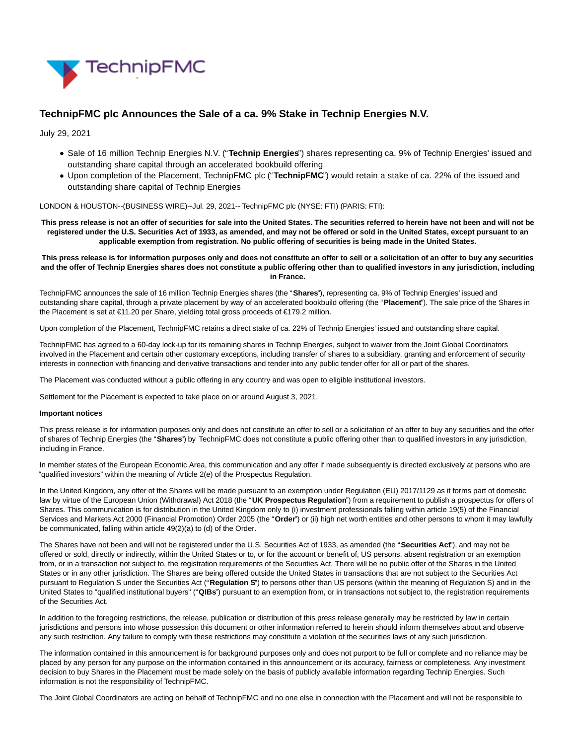# TechnipFMC plc Announces the Sale of a ca. 9% Stake in Technip Energies N.V.

July 29, 2021

- Sale of 16 million Technip Energies N.V. ("**Technip Energies**") shares representing ca. 9% of Technip Energies' issued and outstanding share capital through an accelerated bookbuild offering
- Upon completion of the Placement, TechnipFMC plc ("**TechnipFMC**") would retain a stake of ca. 22% of the issued and outstanding share capital of Technip Energies

LONDON & HOUSTON--(BUSINESS WIRE)--Jul. 29, 2021-- TechnipFMC plc (NYSE: FTI) (PARIS: FTI):

**This press release is not an offer of securities for sale into the United States. The securities referred to herein have not been and will not be registered under the U.S. Securities Act of 1933, as amended, and may not be offered or sold in the United States, except pursuant to an applicable exemption from registration. No public offering of securities is being made in the United States.**

**This press release is for information purposes only and does not constitute an offer to sell or a solicitation of an offer to buy any securities and the offer of Technip Energies shares does not constitute a public offering other than to qualified investors in any jurisdiction, including in France.**

TechnipFMC announces the sale of 16 million Technip Energies shares (the "**Shares**"), representing ca. 9% of Technip Energies' issued and outstanding share capital, through a private placement by way of an accelerated bookbuild offering (the "**Placement**"). The sale price of the Shares in the Placement is set at €11.20 per Share, yielding total gross proceeds of €179.2 million.

Upon completion of the Placement, TechnipFMC retains a direct stake of ca. 22% of Technip Energies' issued and outstanding share capital.

TechnipFMC has agreed to a 60-day lock-up for its remaining shares in Technip Energies, subject to waiver from the Joint Global Coordinators involved in the Placement and certain other customary exceptions, including transfer of shares to a subsidiary, granting and enforcement of security interests in connection with financing and derivative transactions and tender into any public tender offer for all or part of the shares.

The Placement was conducted without a public offering in any country and was open to eligible institutional investors.

Settlement for the Placement is expected to take place on or around August 3, 2021.

**Important notices**

This press release is for information purposes only and does not constitute an offer to sell or a solicitation of an offer to buy any securities and the offer of shares of Technip Energies (the "**Shares**") by TechnipFMC does not constitute a public offering other than to qualified investors in any jurisdiction, including in France.

In member states of the European Economic Area, this communication and any offer if made subsequently is directed exclusively at persons who are "qualified investors" within the meaning of Article 2(e) of the Prospectus Regulation.

In the United Kingdom, any offer of the Shares will be made pursuant to an exemption under Regulation (EU) 2017/1129 as it forms part of domestic law by virtue of the European Union (Withdrawal) Act 2018 (the "**UK Prospectus Regulation**") from a requirement to publish a prospectus for offers of Shares. This communication is for distribution in the United Kingdom only to (i) investment professionals falling within article 19(5) of the Financial Services and Markets Act 2000 (Financial Promotion) Order 2005 (the "**Order**") or (ii) high net worth entities and other persons to whom it may lawfully be communicated, falling within article 49(2)(a) to (d) of the Order.

The Shares have not been and will not be registered under the U.S. Securities Act of 1933, as amended (the "**Securities Act**"), and may not be offered or sold, directly or indirectly, within the United States or to, or for the account or benefit of, US persons, absent registration or an exemption from, or in a transaction not subject to, the registration requirements of the Securities Act. There will be no public offer of the Shares in the United States or in any other jurisdiction. The Shares are being offered outside the United States in transactions that are not subject to the Securities Act pursuant to Regulation S under the Securities Act ("**Regulation S**") to persons other than US persons (within the meaning of Regulation S) and in the United States to "qualified institutional buyers" ("**QIBs**") pursuant to an exemption from, or in transactions not subject to, the registration requirements of the Securities Act.

In addition to the foregoing restrictions, the release, publication or distribution of this press release generally may be restricted by law in certain jurisdictions and persons into whose possession this document or other information referred to herein should inform themselves about and observe any such restriction. Any failure to comply with these restrictions may constitute a violation of the securities laws of any such jurisdiction.

The information contained in this announcement is for background purposes only and does not purport to be full or complete and no reliance may be placed by any person for any purpose on the information contained in this announcement or its accuracy, fairness or completeness. Any investment decision to buy Shares in the Placement must be made solely on the basis of publicly available information regarding Technip Energies. Such information is not the responsibility of TechnipFMC.

The Joint Global Coordinators are acting on behalf of TechnipFMC and no one else in connection with the Placement and will not be responsible to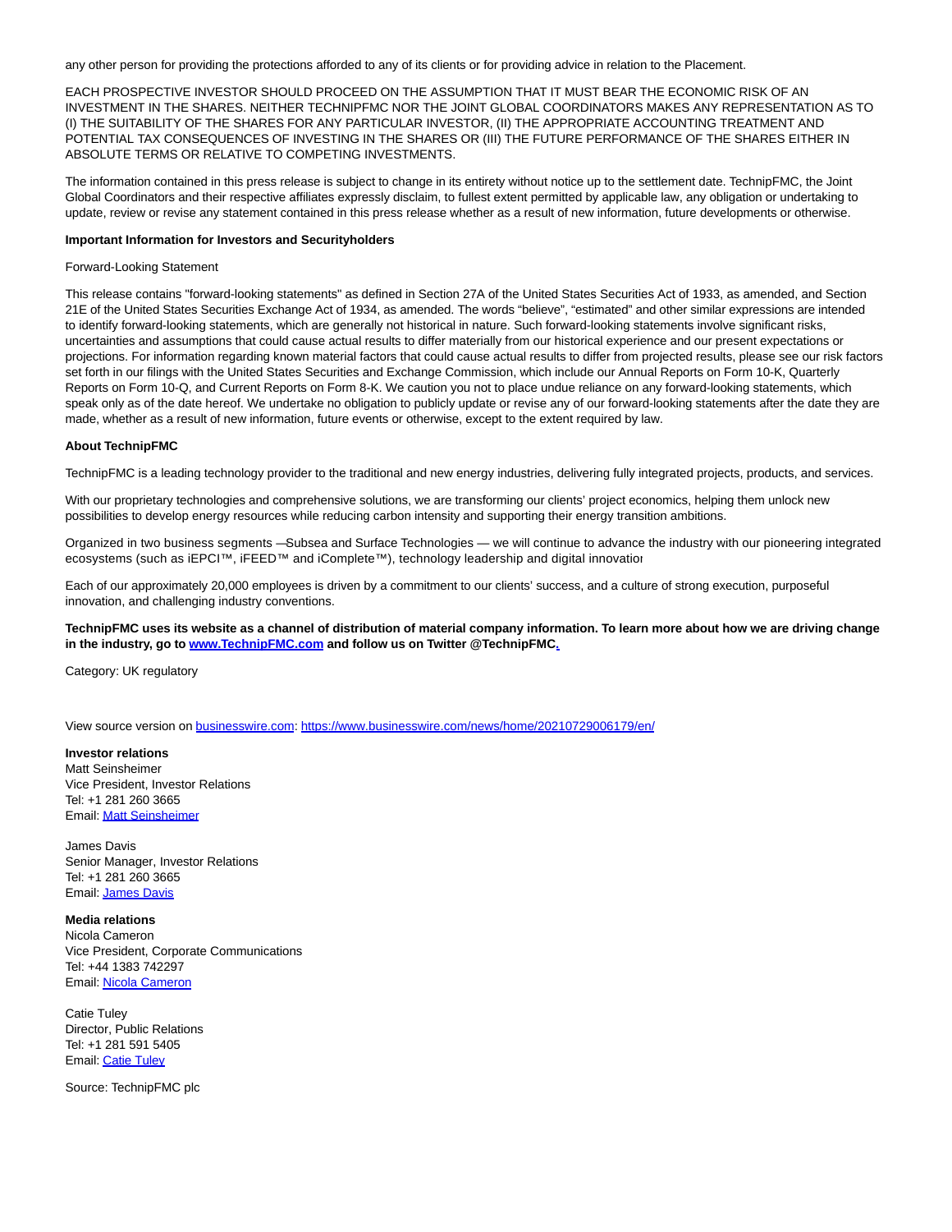any other person for providing the protections afforded to any of its clients or for providing advice in relation to the Placement.

EACH PROSPECTIVE INVESTOR SHOULD PROCEED ON THE ASSUMPTION THAT IT MUST BEAR THE ECONOMIC RISK OF AN INVESTMENT IN THE SHARES. NEITHER TECHNIPFMC NOR THE JOINT GLOBAL COORDINATORS MAKES ANY REPRESENTATION AS TO (I) THE SUITABILITY OF THE SHARES FOR ANY PARTICULAR INVESTOR, (II) THE APPROPRIATE ACCOUNTING TREATMENT AND POTENTIAL TAX CONSEQUENCES OF INVESTING IN THE SHARES OR (III) THE FUTURE PERFORMANCE OF THE SHARES EITHER IN ABSOLUTE TERMS OR RELATIVE TO COMPETING INVESTMENTS.

The information contained in this press release is subject to change in its entirety without notice up to the settlement date. TechnipFMC, the Joint Global Coordinators and their respective affiliates expressly disclaim, to fullest extent permitted by applicable law, any obligation or undertaking to update, review or revise any statement contained in this press release whether as a result of new information, future developments or otherwise.

**Important Information for Investors and Securityholders**

Forward-Looking Statement

This release contains "forward-looking statements" as defined in Section 27A of the United States Securities Act of 1933, as amended, and Section 21E of the United States Securities Exchange Act of 1934, as amended. The words “believe”, “estimated” and other similar expressions are intended to identify forward-looking statements, which are generally not historical in nature. Such forward-looking statements involve significant risks, uncertainties and assumptions that could cause actual results to differ materially from our historical experience and our present expectations or projections. For information regarding known material factors that could cause actual results to differ from projected results, please see our risk factors set forth in our filings with the United States Securities and Exchange Commission, which include our Annual Reports on Form 10-K, Quarterly Reports on Form 10-Q, and Current Reports on Form 8-K. We caution you not to place undue reliance on any forward-looking statements, which speak only as of the date hereof. We undertake no obligation to publicly update or revise any of our forward-looking statements after the date they are made, whether as a result of new information, future events or otherwise, except to the extent required by law.

**About TechnipFMC**

TechnipFMC is a leading technology provider to the traditional and new energy industries, delivering fully integrated projects, products, and services.

With our proprietary technologies and comprehensive solutions, we are transforming our clients’ project economics, helping them unlock new possibilities to develop energy resources while reducing carbon intensity and supporting their energy transition ambitions.

Organized in two business segments —Subsea and Surface Technologies — we will continue to advance the industry with our pioneering integrated ecosystems (such as iEPCI™, iFEED™ and iComplete™), technology leadership and digital innovatior

Each of our approximately 20,000 employees is driven by a commitment to our clients’ success, and a culture of strong execution, purposeful innovation, and challenging industry conventions.

**TechnipFMC uses its website as a channel of distribution of material company information. To learn more about how we are driving change in the industry, go to [www.TechnipFMC.com](www.TechnipFMC.com) and follow us on Twitter @TechnipFMC.**

Category: UK regulatory

View source version on businesswire.com: https://www.businesswire.com/news/home/20210729006179/en/

**Investor relations**
Matt Seinsheimer
Vice President, Investor Relations
Tel: +1 281 260 3665
Email: Matt Seinsheimer

James Davis
Senior Manager, Investor Relations
Tel: +1 281 260 3665
Email: James Davis

**Media relations**
Nicola Cameron
Vice President, Corporate Communications
Tel: +44 1383 742297
Email: Nicola Cameron

Catie Tuley
Director, Public Relations
Tel: +1 281 591 5405
Email: Catie Tuley

Source: TechnipFMC plc